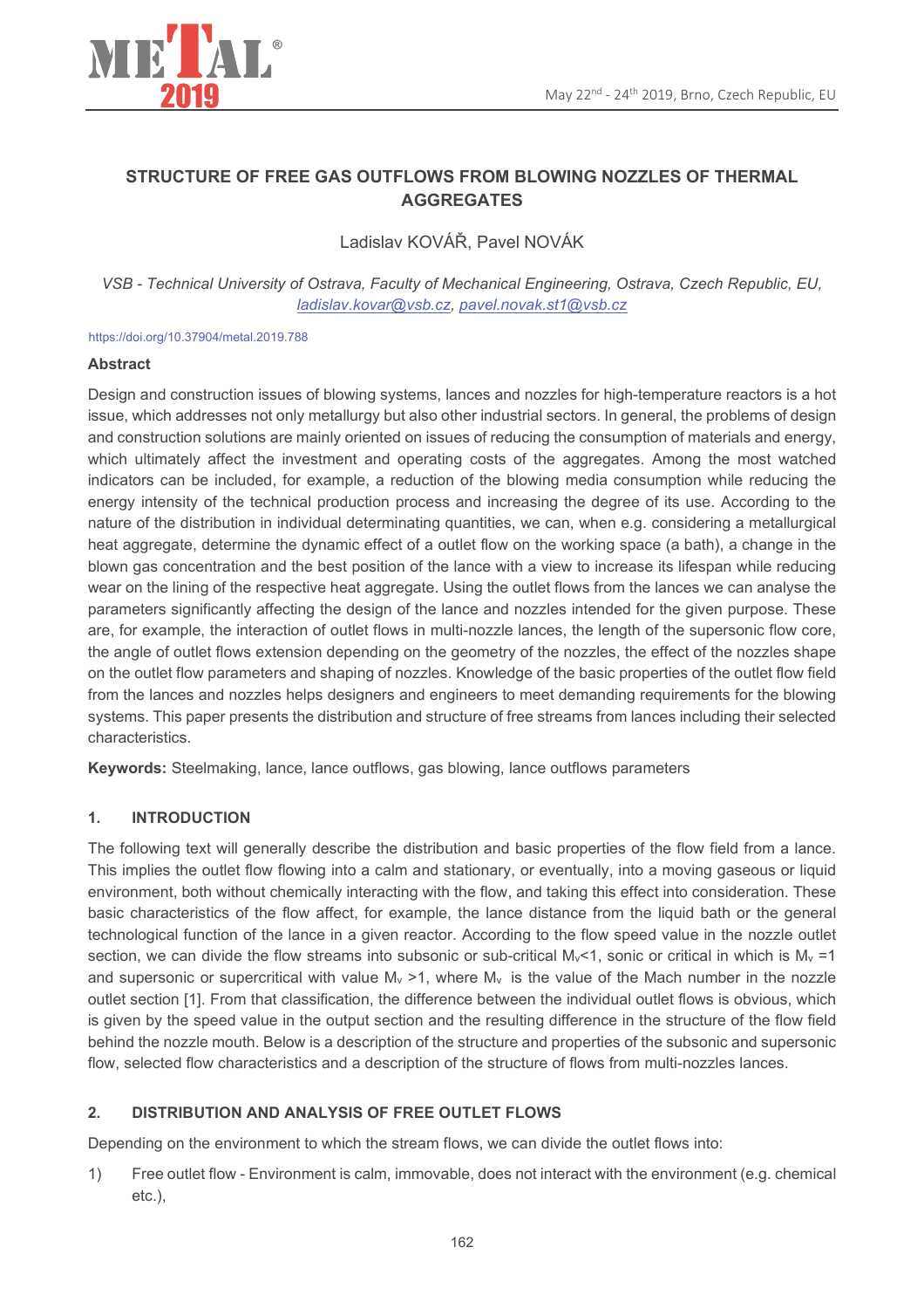# STRUCTURE OF FREE GAS OUTFLOWS FROM BLOWING NOZZLES OF THERMAL AGGREGATES

Ladislav KOVÁŘ, Pavel NOVÁK

*VSB - Technical University of Ostrava, Faculty of Mechanical Engineering, Ostrava, Czech Republic, EU, ladislav.kovar@vsb.cz, pavel.novak.st1@vsb.cz*

https://doi.org/10.37904/metal.2019.788

### Abstract

Design and construction issues of blowing systems, lances and nozzles for high-temperature reactors is a hot issue, which addresses not only metallurgy but also other industrial sectors. In general, the problems of design and construction solutions are mainly oriented on issues of reducing the consumption of materials and energy, which ultimately affect the investment and operating costs of the aggregates. Among the most watched indicators can be included, for example, a reduction of the blowing media consumption while reducing the energy intensity of the technical production process and increasing the degree of its use. According to the nature of the distribution in individual determinating quantities, we can, when e.g. considering a metallurgical heat aggregate, determine the dynamic effect of a outlet flow on the working space (a bath), a change in the blown gas concentration and the best position of the lance with a view to increase its lifespan while reducing wear on the lining of the respective heat aggregate. Using the outlet flows from the lances we can analyse the parameters significantly affecting the design of the lance and nozzles intended for the given purpose. These are, for example, the interaction of outlet flows in multi-nozzle lances, the length of the supersonic flow core, the angle of outlet flows extension depending on the geometry of the nozzles, the effect of the nozzles shape on the outlet flow parameters and shaping of nozzles. Knowledge of the basic properties of the outlet flow field from the lances and nozzles helps designers and engineers to meet demanding requirements for the blowing systems. This paper presents the distribution and structure of free streams from lances including their selected characteristics.

**Keywords:** Steelmaking, lance, lance outflows, gas blowing, lance outflows parameters

## 1. INTRODUCTION

The following text will generally describe the distribution and basic properties of the flow field from a lance. This implies the outlet flow flowing into a calm and stationary, or eventually, into a moving gaseous or liquid environment, both without chemically interacting with the flow, and taking this effect into consideration. These basic characteristics of the flow affect, for example, the lance distance from the liquid bath or the general technological function of the lance in a given reactor. According to the flow speed value in the nozzle outlet section, we can divide the flow streams into subsonic or sub-critical $M_v<1$, sonic or critical in which is $M_v=1$ and supersonic or supercritical with value $M_v>1$, where $M_v$ is the value of the Mach number in the nozzle outlet section [1]. From that classification, the difference between the individual outlet flows is obvious, which is given by the speed value in the output section and the resulting difference in the structure of the flow field behind the nozzle mouth. Below is a description of the structure and properties of the subsonic and supersonic flow, selected flow characteristics and a description of the structure of flows from multi-nozzles lances.

## 2. DISTRIBUTION AND ANALYSIS OF FREE OUTLET FLOWS

Depending on the environment to which the stream flows, we can divide the outlet flows into:

1) Free outlet flow - Environment is calm, immovable, does not interact with the environment (e.g. chemical etc.),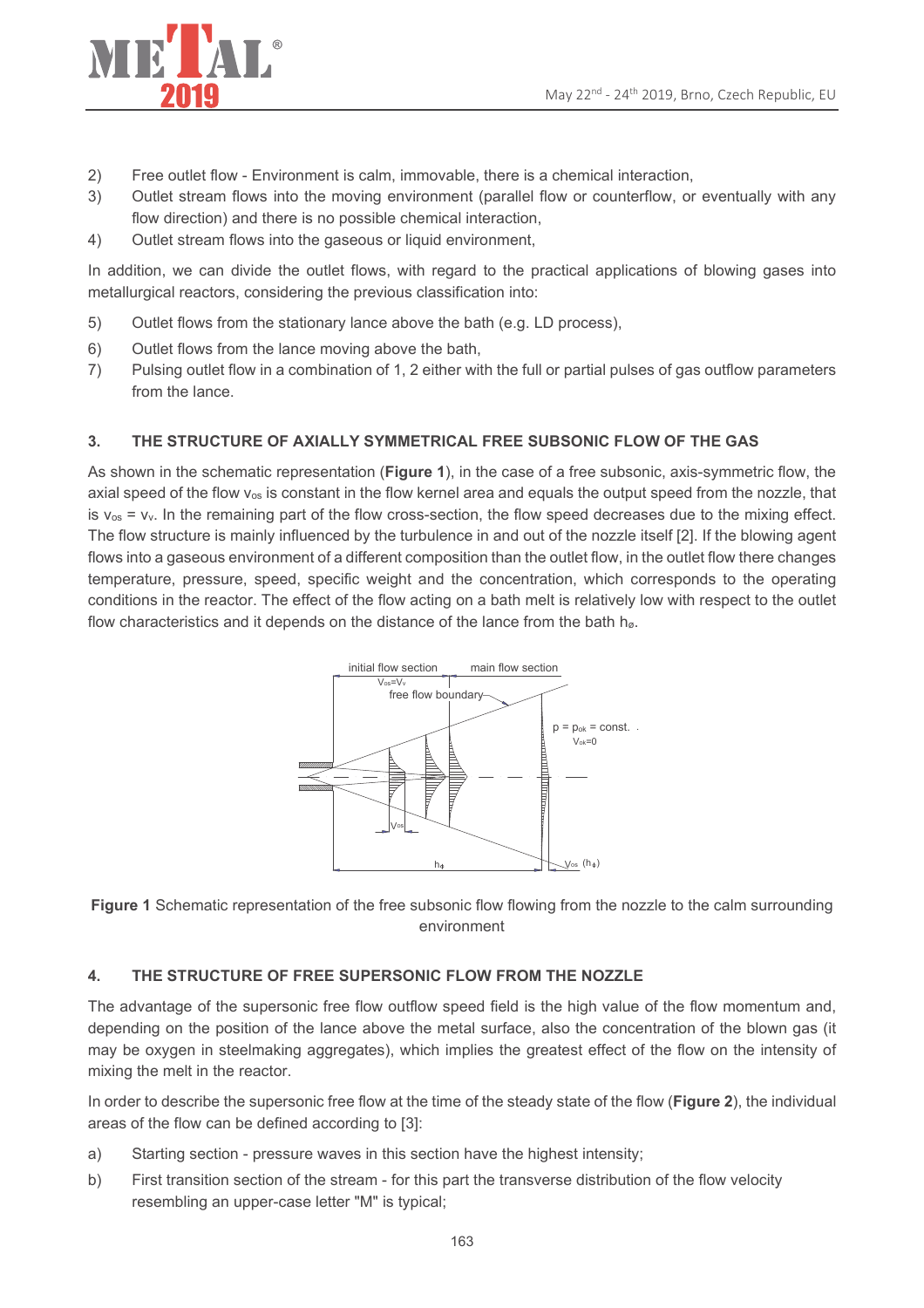2) Free outlet flow - Environment is calm, immovable, there is a chemical interaction,
3) Outlet stream flows into the moving environment (parallel flow or counterflow, or eventually with any flow direction) and there is no possible chemical interaction,
4) Outlet stream flows into the gaseous or liquid environment,

In addition, we can divide the outlet flows, with regard to the practical applications of blowing gases into metallurgical reactors, considering the previous classification into:

5) Outlet flows from the stationary lance above the bath (e.g. LD process),
6) Outlet flows from the lance moving above the bath,
7) Pulsing outlet flow in a combination of 1, 2 either with the full or partial pulses of gas outflow parameters from the lance.

## 3. THE STRUCTURE OF AXIALLY SYMMETRICAL FREE SUBSONIC FLOW OF THE GAS

As shown in the schematic representation (**Figure 1**), in the case of a free subsonic, axis-symmetric flow, the axial speed of the flow $v_{os}$ is constant in the flow kernel area and equals the output speed from the nozzle, that is $v_{os} = v_v$. In the remaining part of the flow cross-section, the flow speed decreases due to the mixing effect. The flow structure is mainly influenced by the turbulence in and out of the nozzle itself [2]. If the blowing agent flows into a gaseous environment of a different composition than the outlet flow, in the outlet flow there changes temperature, pressure, speed, specific weight and the concentration, which corresponds to the operating conditions in the reactor. The effect of the flow acting on a bath melt is relatively low with respect to the outlet flow characteristics and it depends on the distance of the lance from the bath $h_ø$.

**Figure 1** Schematic representation of the free subsonic flow flowing from the nozzle to the calm surrounding environment

## 4. THE STRUCTURE OF FREE SUPERSONIC FLOW FROM THE NOZZLE

The advantage of the supersonic free flow outflow speed field is the high value of the flow momentum and, depending on the position of the lance above the metal surface, also the concentration of the blown gas (it may be oxygen in steelmaking aggregates), which implies the greatest effect of the flow on the intensity of mixing the melt in the reactor.

In order to describe the supersonic free flow at the time of the steady state of the flow (**Figure 2**), the individual areas of the flow can be defined according to [3]:

a) Starting section - pressure waves in this section have the highest intensity;
b) First transition section of the stream - for this part the transverse distribution of the flow velocity resembling an upper-case letter "M" is typical;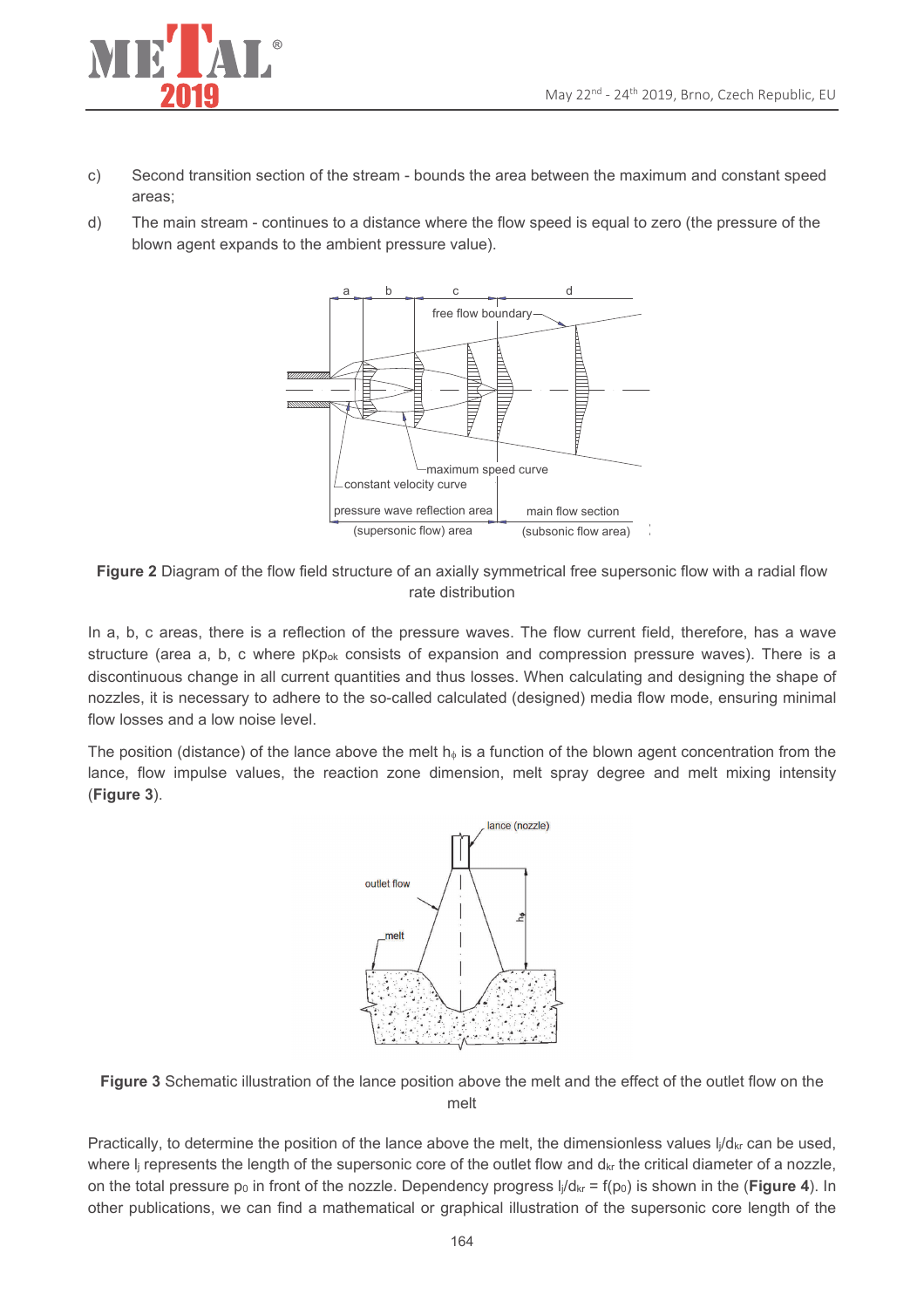c) Second transition section of the stream - bounds the area between the maximum and constant speed areas;

d) The main stream - continues to a distance where the flow speed is equal to zero (the pressure of the blown agent expands to the ambient pressure value).

**Figure 2** Diagram of the flow field structure of an axially symmetrical free supersonic flow with a radial flow rate distribution

In a, b, c areas, there is a reflection of the pressure waves. The flow current field, therefore, has a wave structure (area a, b, c where $p \lessgtr p_{ok}$ consists of expansion and compression pressure waves). There is a discontinuous change in all current quantities and thus losses. When calculating and designing the shape of nozzles, it is necessary to adhere to the so-called calculated (designed) media flow mode, ensuring minimal flow losses and a low noise level.

The position (distance) of the lance above the melt $h_\phi$ is a function of the blown agent concentration from the lance, flow impulse values, the reaction zone dimension, melt spray degree and melt mixing intensity (**Figure 3**).

**Figure 3** Schematic illustration of the lance position above the melt and the effect of the outlet flow on the melt

Practically, to determine the position of the lance above the melt, the dimensionless values $l_j/d_{kr}$ can be used, where $l_j$ represents the length of the supersonic core of the outlet flow and $d_{kr}$ the critical diameter of a nozzle, on the total pressure $p_0$ in front of the nozzle. Dependency progress $l_j/d_{kr} = f(p_0)$ is shown in the (**Figure 4**). In other publications, we can find a mathematical or graphical illustration of the supersonic core length of the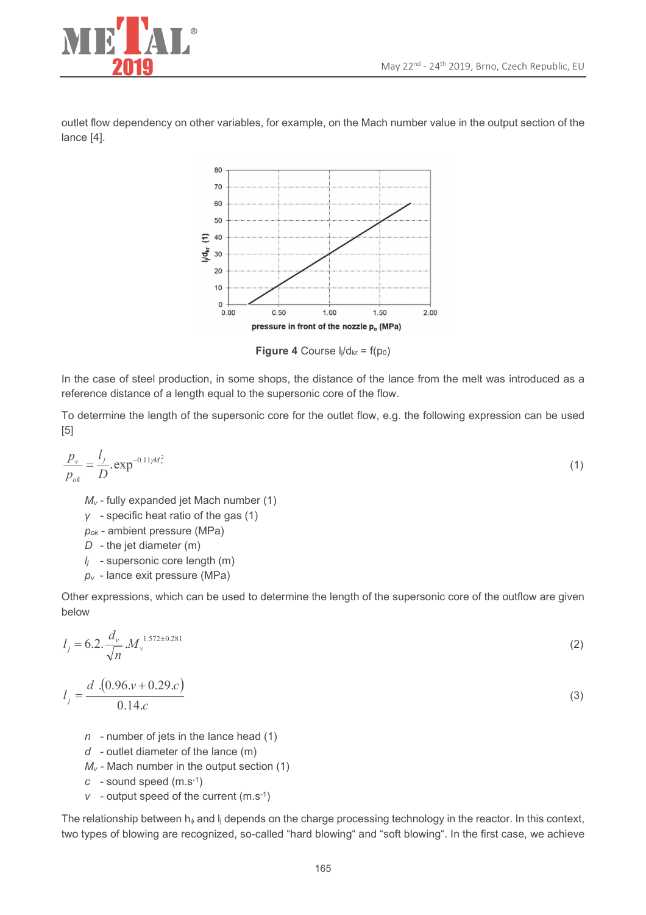outlet flow dependency on other variables, for example, on the Mach number value in the output section of the lance [4].

**Figure 4** Course $l_j/d_{kr} = f(p_0)$

In the case of steel production, in some shops, the distance of the lance from the melt was introduced as a reference distance of a length equal to the supersonic core of the flow.

To determine the length of the supersonic core for the outlet flow, e.g. the following expression can be used [5]

$$\frac{p_v}{p_{ok}} = \frac{l_j}{D}.\exp^{-0.11\gamma M_v^2} \tag{1}$$

- $M_v$ - fully expanded jet Mach number (1)
- $\gamma$ - specific heat ratio of the gas (1)
- $p_{ok}$ - ambient pressure (MPa)
- $D$ - the jet diameter (m)
- $l_j$ - supersonic core length (m)
- $p_v$ - lance exit pressure (MPa)

Other expressions, which can be used to determine the length of the supersonic core of the outflow are given below

$$l_j = 6.2.\frac{d_v}{\sqrt{n}}.M_v^{\;1.572\pm0.281} \tag{2}$$

$$l_j = \frac{d\ .(0.96.v + 0.29.c)}{0.14.c} \tag{3}$$

- $n$ - number of jets in the lance head (1)
- $d$ - outlet diameter of the lance (m)
- $M_v$ - Mach number in the output section (1)
- $c$ - sound speed (m.s$^{-1}$)
- $v$ - output speed of the current (m.s$^{-1}$)

The relationship between $h_\phi$ and $l_j$ depends on the charge processing technology in the reactor. In this context, two types of blowing are recognized, so-called "hard blowing" and "soft blowing". In the first case, we achieve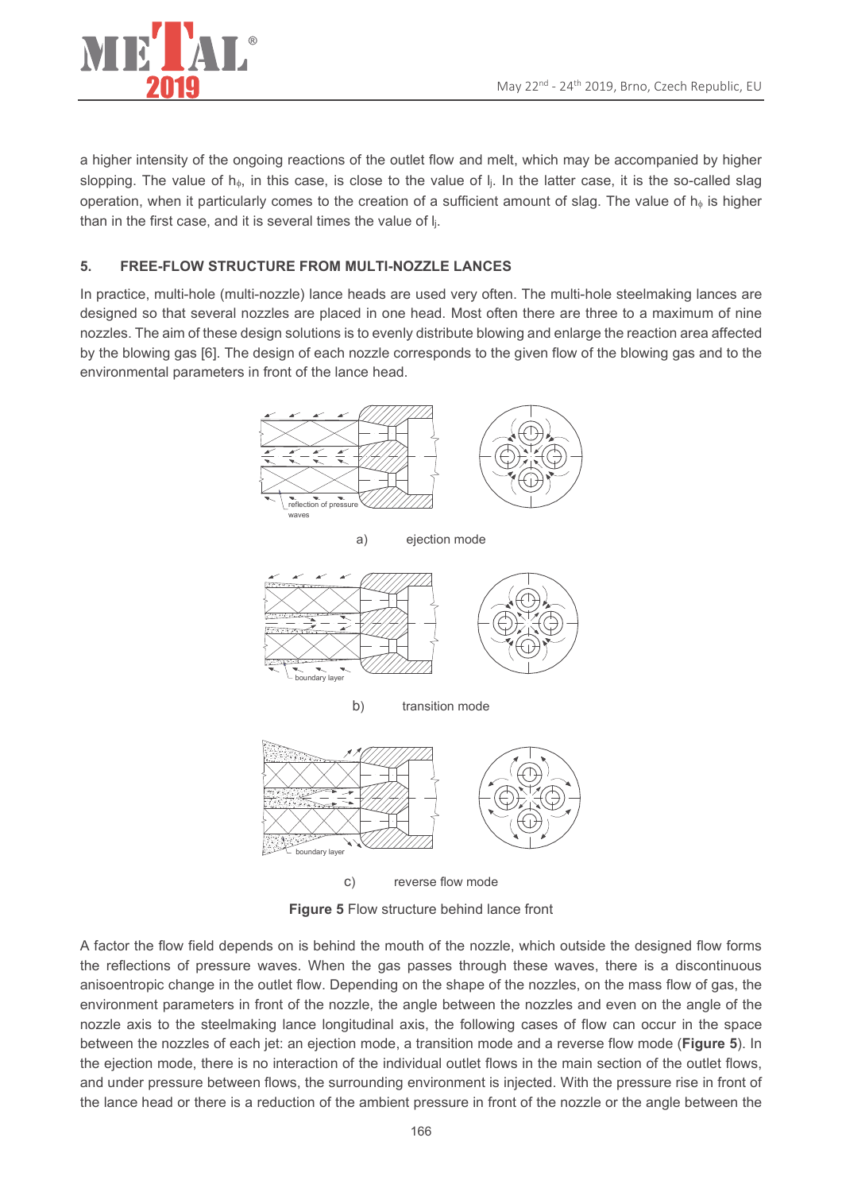a higher intensity of the ongoing reactions of the outlet flow and melt, which may be accompanied by higher slopping. The value of $h_\phi$, in this case, is close to the value of $l_j$. In the latter case, it is the so-called slag operation, when it particularly comes to the creation of a sufficient amount of slag. The value of $h_\phi$ is higher than in the first case, and it is several times the value of $l_j$.

## 5. FREE-FLOW STRUCTURE FROM MULTI-NOZZLE LANCES

In practice, multi-hole (multi-nozzle) lance heads are used very often. The multi-hole steelmaking lances are designed so that several nozzles are placed in one head. Most often there are three to a maximum of nine nozzles. The aim of these design solutions is to evenly distribute blowing and enlarge the reaction area affected by the blowing gas [6]. The design of each nozzle corresponds to the given flow of the blowing gas and to the environmental parameters in front of the lance head.

reflection of pressure waves

a) ejection mode

boundary layer

b) transition mode

boundary layer

c) reverse flow mode

**Figure 5** Flow structure behind lance front

A factor the flow field depends on is behind the mouth of the nozzle, which outside the designed flow forms the reflections of pressure waves. When the gas passes through these waves, there is a discontinuous anisoentropic change in the outlet flow. Depending on the shape of the nozzles, on the mass flow of gas, the environment parameters in front of the nozzle, the angle between the nozzles and even on the angle of the nozzle axis to the steelmaking lance longitudinal axis, the following cases of flow can occur in the space between the nozzles of each jet: an ejection mode, a transition mode and a reverse flow mode (**Figure 5**). In the ejection mode, there is no interaction of the individual outlet flows in the main section of the outlet flows, and under pressure between flows, the surrounding environment is injected. With the pressure rise in front of the lance head or there is a reduction of the ambient pressure in front of the nozzle or the angle between the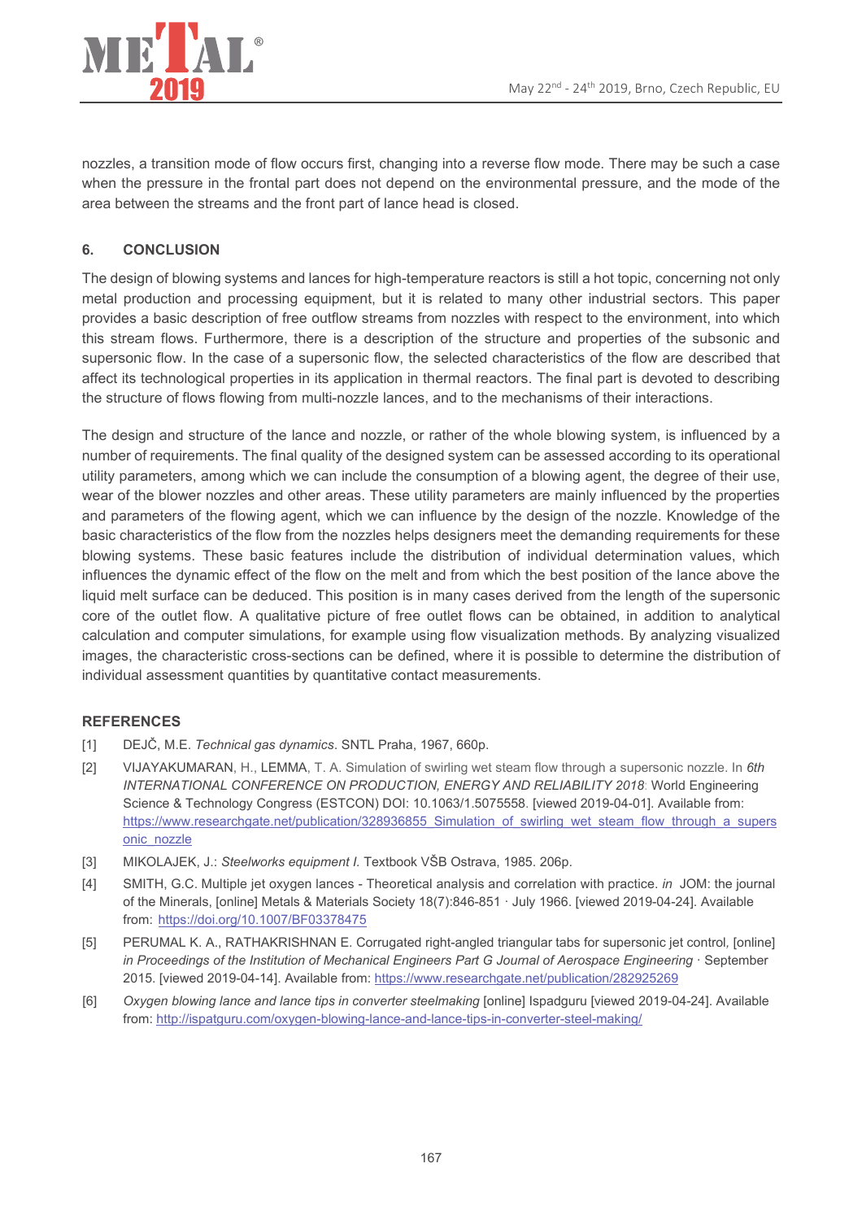nozzles, a transition mode of flow occurs first, changing into a reverse flow mode. There may be such a case when the pressure in the frontal part does not depend on the environmental pressure, and the mode of the area between the streams and the front part of lance head is closed.

## 6. CONCLUSION

The design of blowing systems and lances for high-temperature reactors is still a hot topic, concerning not only metal production and processing equipment, but it is related to many other industrial sectors. This paper provides a basic description of free outflow streams from nozzles with respect to the environment, into which this stream flows. Furthermore, there is a description of the structure and properties of the subsonic and supersonic flow. In the case of a supersonic flow, the selected characteristics of the flow are described that affect its technological properties in its application in thermal reactors. The final part is devoted to describing the structure of flows flowing from multi-nozzle lances, and to the mechanisms of their interactions.

The design and structure of the lance and nozzle, or rather of the whole blowing system, is influenced by a number of requirements. The final quality of the designed system can be assessed according to its operational utility parameters, among which we can include the consumption of a blowing agent, the degree of their use, wear of the blower nozzles and other areas. These utility parameters are mainly influenced by the properties and parameters of the flowing agent, which we can influence by the design of the nozzle. Knowledge of the basic characteristics of the flow from the nozzles helps designers meet the demanding requirements for these blowing systems. These basic features include the distribution of individual determination values, which influences the dynamic effect of the flow on the melt and from which the best position of the lance above the liquid melt surface can be deduced. This position is in many cases derived from the length of the supersonic core of the outlet flow. A qualitative picture of free outlet flows can be obtained, in addition to analytical calculation and computer simulations, for example using flow visualization methods. By analyzing visualized images, the characteristic cross-sections can be defined, where it is possible to determine the distribution of individual assessment quantities by quantitative contact measurements.

## REFERENCES

[1] DEJČ, M.E. *Technical gas dynamics*. SNTL Praha, 1967, 660p.

[2] VIJAYAKUMARAN, H., LEMMA, T. A. Simulation of swirling wet steam flow through a supersonic nozzle. In *6th INTERNATIONAL CONFERENCE ON PRODUCTION, ENERGY AND RELIABILITY 2018*: World Engineering Science & Technology Congress (ESTCON) DOI: 10.1063/1.5075558. [viewed 2019-04-01]. Available from: https://www.researchgate.net/publication/328936855_Simulation_of_swirling_wet_steam_flow_through_a_supersonic_nozzle

[3] MIKOLAJEK, J.: *Steelworks equipment I.* Textbook VŠB Ostrava, 1985. 206p.

[4] SMITH, G.C. Multiple jet oxygen lances - Theoretical analysis and correlation with practice. *in* JOM: the journal of the Minerals, [online] Metals & Materials Society 18(7):846-851 · July 1966. [viewed 2019-04-24]. Available from: https://doi.org/10.1007/BF03378475

[5] PERUMAL K. A., RATHAKRISHNAN E. Corrugated right-angled triangular tabs for supersonic jet control, [online] *in Proceedings of the Institution of Mechanical Engineers Part G Journal of Aerospace Engineering* · September 2015. [viewed 2019-04-14]. Available from: https://www.researchgate.net/publication/282925269

[6] *Oxygen blowing lance and lance tips in converter steelmaking* [online] Ispadguru [viewed 2019-04-24]. Available from: http://ispatguru.com/oxygen-blowing-lance-and-lance-tips-in-converter-steel-making/